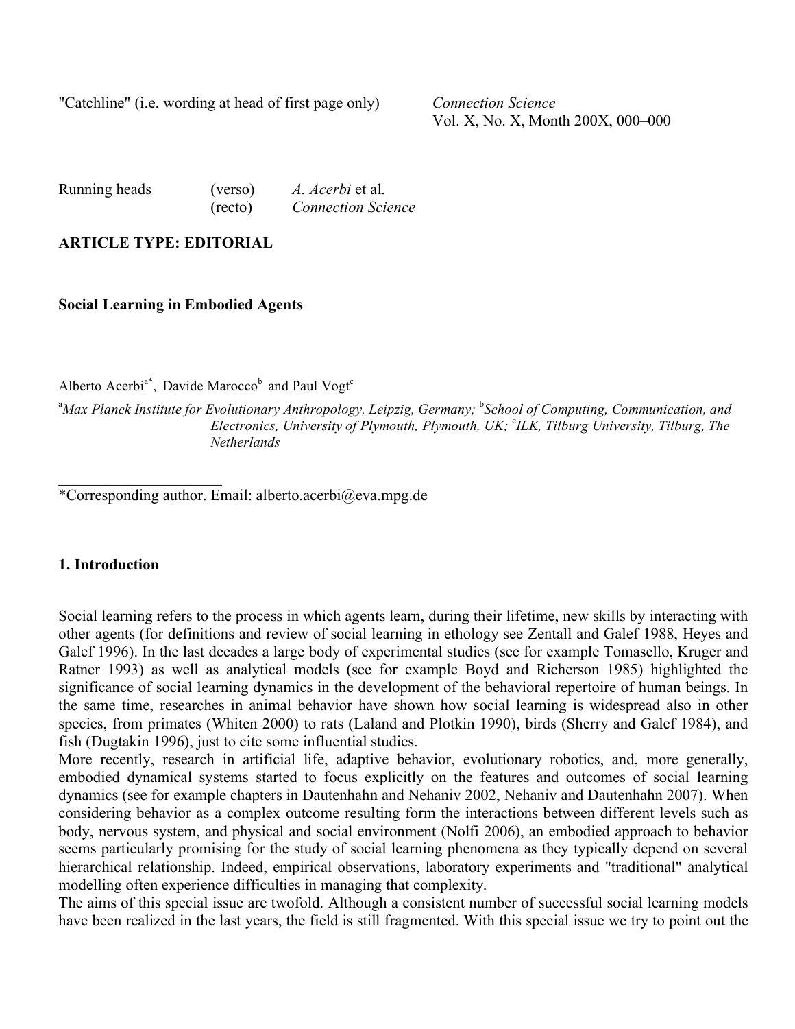"Catchline" (i.e. wording at head of first page only) *Connection Science*
Vol. X, No. X, Month 200X, 000–000

Running heads (verso) *A. Acerbi* et al.
(recto) *Connection Science*

**ARTICLE TYPE: EDITORIAL**

**Social Learning in Embodied Agents**

Alberto Acerbi[a*], Davide Marocco[b] and Paul Vogt[c]

[a]*Max Planck Institute for Evolutionary Anthropology, Leipzig, Germany;* [b]*School of Computing, Communication, and Electronics, University of Plymouth, Plymouth, UK;* [c]*ILK, Tilburg University, Tilburg, The Netherlands*

*Corresponding author. Email: alberto.acerbi@eva.mpg.de

**1. Introduction**

Social learning refers to the process in which agents learn, during their lifetime, new skills by interacting with other agents (for definitions and review of social learning in ethology see Zentall and Galef 1988, Heyes and Galef 1996). In the last decades a large body of experimental studies (see for example Tomasello, Kruger and Ratner 1993) as well as analytical models (see for example Boyd and Richerson 1985) highlighted the significance of social learning dynamics in the development of the behavioral repertoire of human beings. In the same time, researches in animal behavior have shown how social learning is widespread also in other species, from primates (Whiten 2000) to rats (Laland and Plotkin 1990), birds (Sherry and Galef 1984), and fish (Dugtakin 1996), just to cite some influential studies.

More recently, research in artificial life, adaptive behavior, evolutionary robotics, and, more generally, embodied dynamical systems started to focus explicitly on the features and outcomes of social learning dynamics (see for example chapters in Dautenhahn and Nehaniv 2002, Nehaniv and Dautenhahn 2007). When considering behavior as a complex outcome resulting form the interactions between different levels such as body, nervous system, and physical and social environment (Nolfi 2006), an embodied approach to behavior seems particularly promising for the study of social learning phenomena as they typically depend on several hierarchical relationship. Indeed, empirical observations, laboratory experiments and "traditional" analytical modelling often experience difficulties in managing that complexity.

The aims of this special issue are twofold. Although a consistent number of successful social learning models have been realized in the last years, the field is still fragmented. With this special issue we try to point out the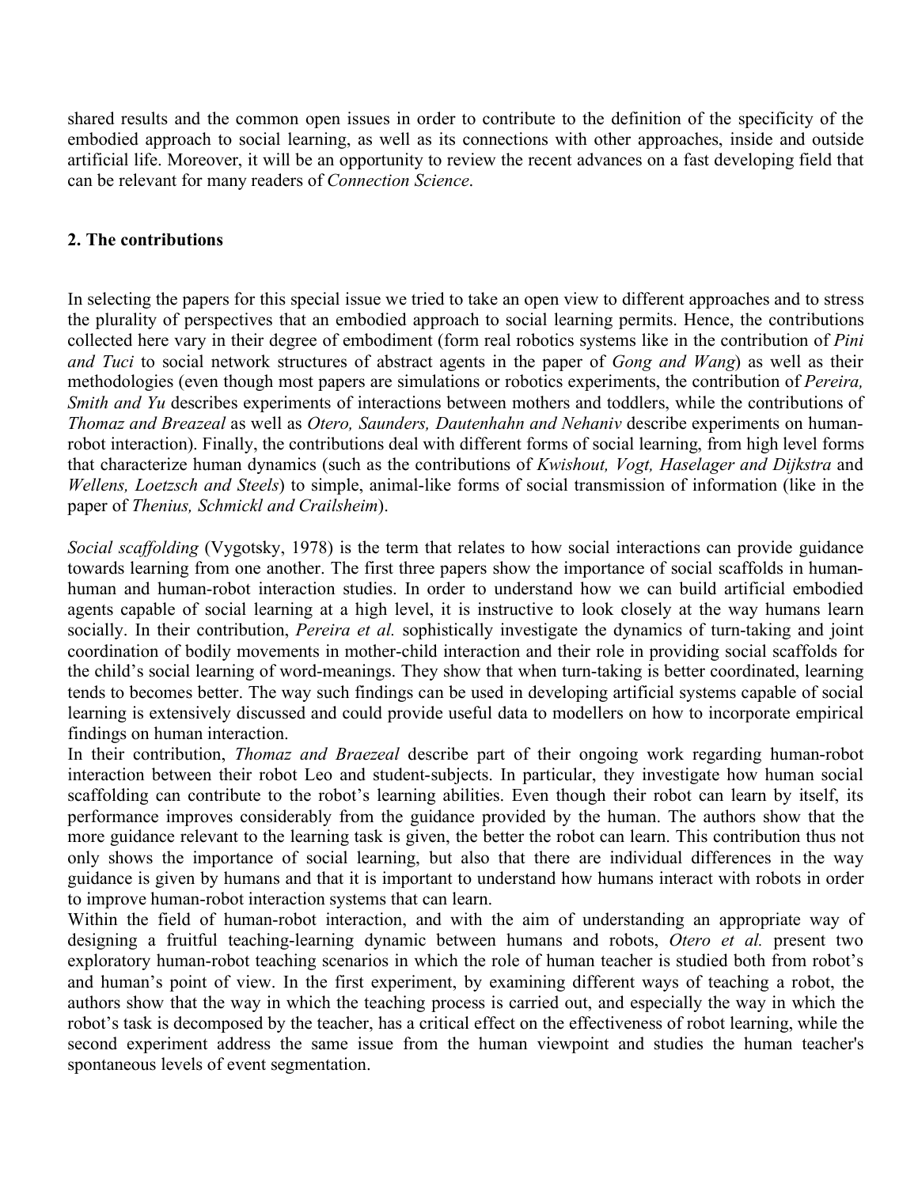shared results and the common open issues in order to contribute to the definition of the specificity of the embodied approach to social learning, as well as its connections with other approaches, inside and outside artificial life. Moreover, it will be an opportunity to review the recent advances on a fast developing field that can be relevant for many readers of *Connection Science*.

## 2. The contributions

In selecting the papers for this special issue we tried to take an open view to different approaches and to stress the plurality of perspectives that an embodied approach to social learning permits. Hence, the contributions collected here vary in their degree of embodiment (form real robotics systems like in the contribution of *Pini and Tuci* to social network structures of abstract agents in the paper of *Gong and Wang*) as well as their methodologies (even though most papers are simulations or robotics experiments, the contribution of *Pereira, Smith and Yu* describes experiments of interactions between mothers and toddlers, while the contributions of *Thomaz and Breazeal* as well as *Otero, Saunders, Dautenhahn and Nehaniv* describe experiments on human-robot interaction). Finally, the contributions deal with different forms of social learning, from high level forms that characterize human dynamics (such as the contributions of *Kwishout, Vogt, Haselager and Dijkstra* and *Wellens, Loetzsch and Steels*) to simple, animal-like forms of social transmission of information (like in the paper of *Thenius, Schmickl and Crailsheim*).

*Social scaffolding* (Vygotsky, 1978) is the term that relates to how social interactions can provide guidance towards learning from one another. The first three papers show the importance of social scaffolds in human-human and human-robot interaction studies. In order to understand how we can build artificial embodied agents capable of social learning at a high level, it is instructive to look closely at the way humans learn socially. In their contribution, *Pereira et al.* sophistically investigate the dynamics of turn-taking and joint coordination of bodily movements in mother-child interaction and their role in providing social scaffolds for the child's social learning of word-meanings. They show that when turn-taking is better coordinated, learning tends to becomes better. The way such findings can be used in developing artificial systems capable of social learning is extensively discussed and could provide useful data to modellers on how to incorporate empirical findings on human interaction.

In their contribution, *Thomaz and Braezeal* describe part of their ongoing work regarding human-robot interaction between their robot Leo and student-subjects. In particular, they investigate how human social scaffolding can contribute to the robot's learning abilities. Even though their robot can learn by itself, its performance improves considerably from the guidance provided by the human. The authors show that the more guidance relevant to the learning task is given, the better the robot can learn. This contribution thus not only shows the importance of social learning, but also that there are individual differences in the way guidance is given by humans and that it is important to understand how humans interact with robots in order to improve human-robot interaction systems that can learn.

Within the field of human-robot interaction, and with the aim of understanding an appropriate way of designing a fruitful teaching-learning dynamic between humans and robots, *Otero et al.* present two exploratory human-robot teaching scenarios in which the role of human teacher is studied both from robot's and human's point of view. In the first experiment, by examining different ways of teaching a robot, the authors show that the way in which the teaching process is carried out, and especially the way in which the robot's task is decomposed by the teacher, has a critical effect on the effectiveness of robot learning, while the second experiment address the same issue from the human viewpoint and studies the human teacher's spontaneous levels of event segmentation.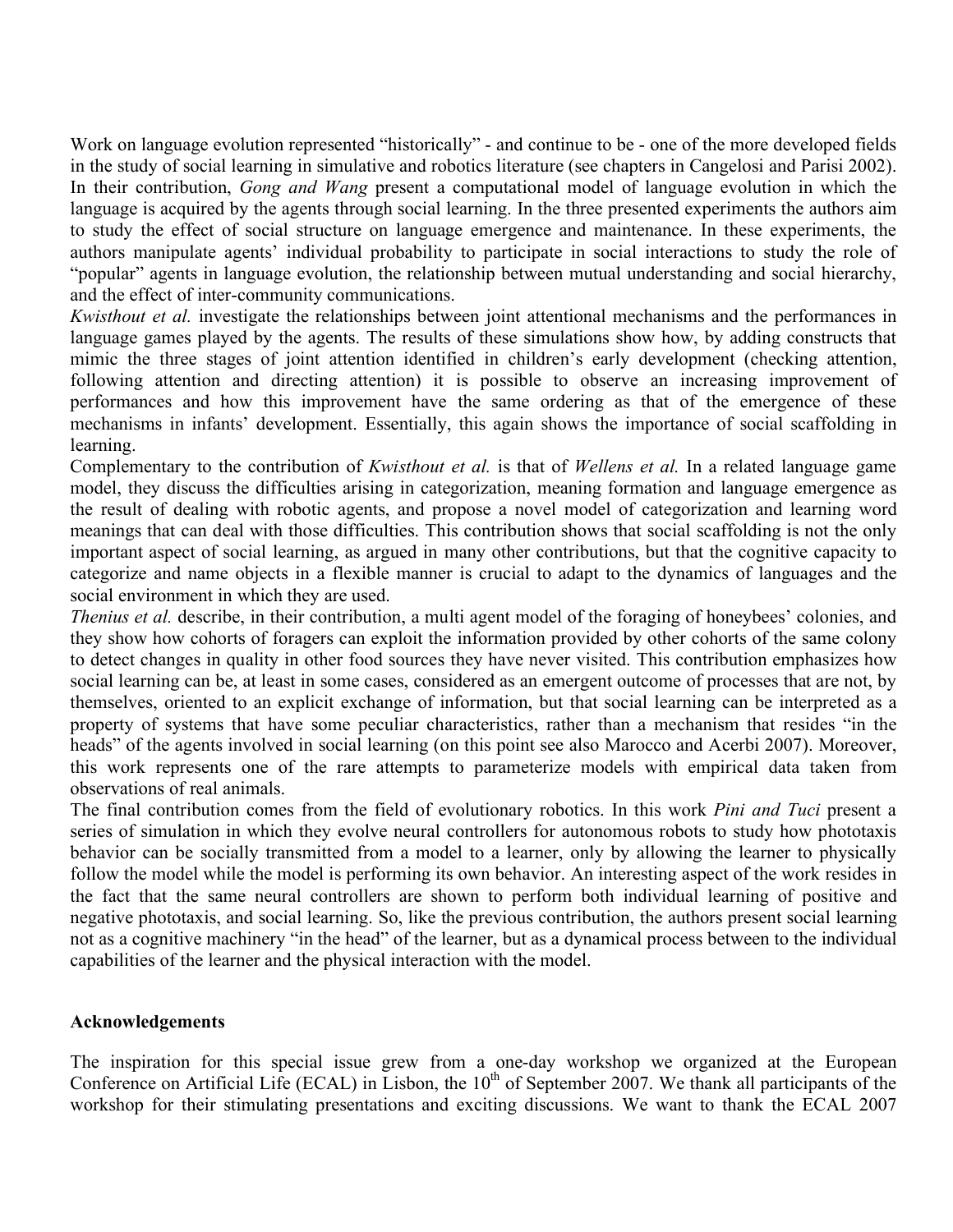Work on language evolution represented "historically" - and continue to be - one of the more developed fields in the study of social learning in simulative and robotics literature (see chapters in Cangelosi and Parisi 2002). In their contribution, *Gong and Wang* present a computational model of language evolution in which the language is acquired by the agents through social learning. In the three presented experiments the authors aim to study the effect of social structure on language emergence and maintenance. In these experiments, the authors manipulate agents' individual probability to participate in social interactions to study the role of "popular" agents in language evolution, the relationship between mutual understanding and social hierarchy, and the effect of inter-community communications.

*Kwisthout et al.* investigate the relationships between joint attentional mechanisms and the performances in language games played by the agents. The results of these simulations show how, by adding constructs that mimic the three stages of joint attention identified in children's early development (checking attention, following attention and directing attention) it is possible to observe an increasing improvement of performances and how this improvement have the same ordering as that of the emergence of these mechanisms in infants' development. Essentially, this again shows the importance of social scaffolding in learning.

Complementary to the contribution of *Kwisthout et al.* is that of *Wellens et al.* In a related language game model, they discuss the difficulties arising in categorization, meaning formation and language emergence as the result of dealing with robotic agents, and propose a novel model of categorization and learning word meanings that can deal with those difficulties. This contribution shows that social scaffolding is not the only important aspect of social learning, as argued in many other contributions, but that the cognitive capacity to categorize and name objects in a flexible manner is crucial to adapt to the dynamics of languages and the social environment in which they are used.

*Thenius et al.* describe, in their contribution, a multi agent model of the foraging of honeybees' colonies, and they show how cohorts of foragers can exploit the information provided by other cohorts of the same colony to detect changes in quality in other food sources they have never visited. This contribution emphasizes how social learning can be, at least in some cases, considered as an emergent outcome of processes that are not, by themselves, oriented to an explicit exchange of information, but that social learning can be interpreted as a property of systems that have some peculiar characteristics, rather than a mechanism that resides "in the heads" of the agents involved in social learning (on this point see also Marocco and Acerbi 2007). Moreover, this work represents one of the rare attempts to parameterize models with empirical data taken from observations of real animals.

The final contribution comes from the field of evolutionary robotics. In this work *Pini and Tuci* present a series of simulation in which they evolve neural controllers for autonomous robots to study how phototaxis behavior can be socially transmitted from a model to a learner, only by allowing the learner to physically follow the model while the model is performing its own behavior. An interesting aspect of the work resides in the fact that the same neural controllers are shown to perform both individual learning of positive and negative phototaxis, and social learning. So, like the previous contribution, the authors present social learning not as a cognitive machinery "in the head" of the learner, but as a dynamical process between to the individual capabilities of the learner and the physical interaction with the model.

## Acknowledgements

The inspiration for this special issue grew from a one-day workshop we organized at the European Conference on Artificial Life (ECAL) in Lisbon, the 10th of September 2007. We thank all participants of the workshop for their stimulating presentations and exciting discussions. We want to thank the ECAL 2007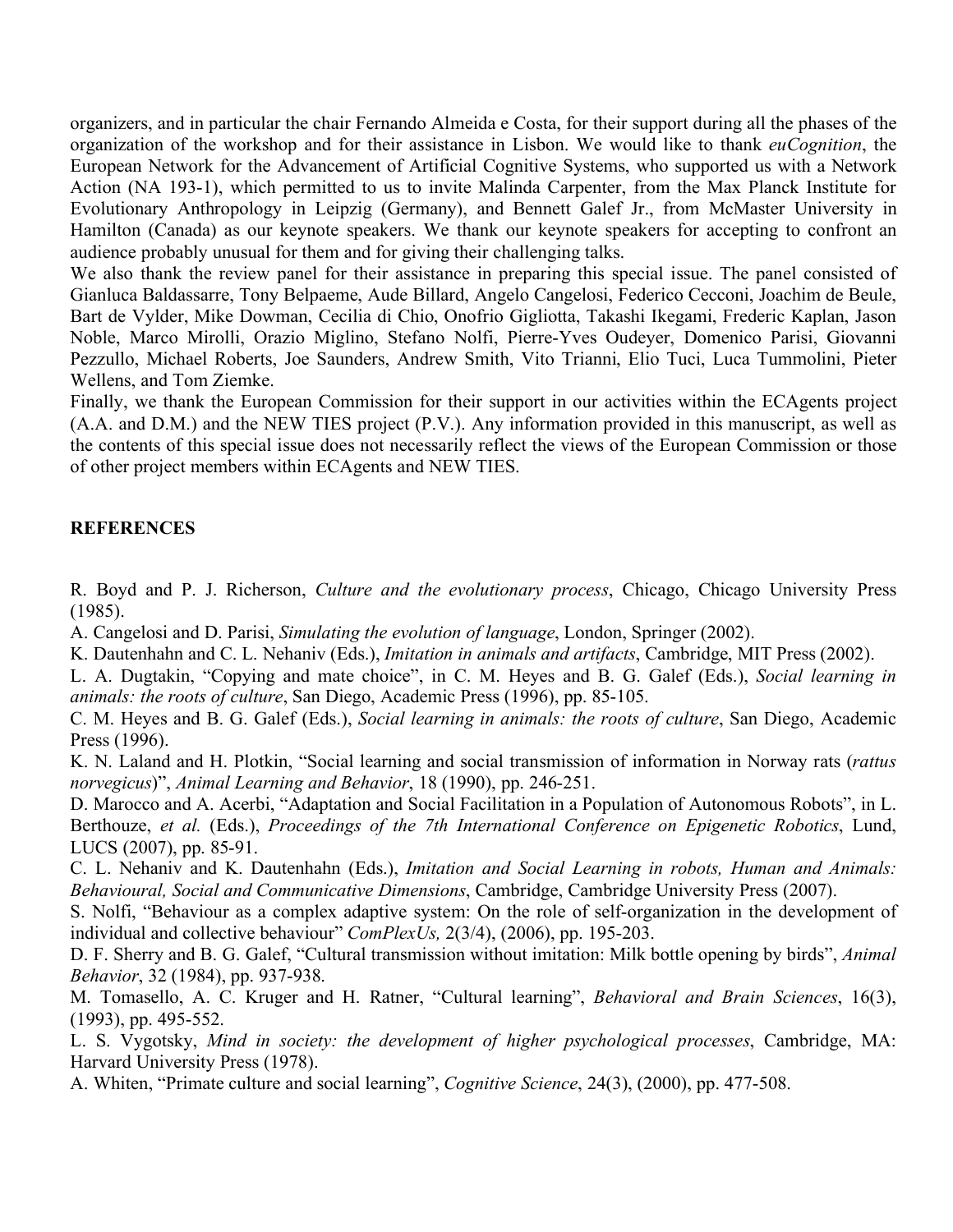organizers, and in particular the chair Fernando Almeida e Costa, for their support during all the phases of the organization of the workshop and for their assistance in Lisbon. We would like to thank *euCognition*, the European Network for the Advancement of Artificial Cognitive Systems, who supported us with a Network Action (NA 193-1), which permitted to us to invite Malinda Carpenter, from the Max Planck Institute for Evolutionary Anthropology in Leipzig (Germany), and Bennett Galef Jr., from McMaster University in Hamilton (Canada) as our keynote speakers. We thank our keynote speakers for accepting to confront an audience probably unusual for them and for giving their challenging talks.

We also thank the review panel for their assistance in preparing this special issue. The panel consisted of Gianluca Baldassarre, Tony Belpaeme, Aude Billard, Angelo Cangelosi, Federico Cecconi, Joachim de Beule, Bart de Vylder, Mike Dowman, Cecilia di Chio, Onofrio Gigliotta, Takashi Ikegami, Frederic Kaplan, Jason Noble, Marco Mirolli, Orazio Miglino, Stefano Nolfi, Pierre-Yves Oudeyer, Domenico Parisi, Giovanni Pezzullo, Michael Roberts, Joe Saunders, Andrew Smith, Vito Trianni, Elio Tuci, Luca Tummolini, Pieter Wellens, and Tom Ziemke.

Finally, we thank the European Commission for their support in our activities within the ECAgents project (A.A. and D.M.) and the NEW TIES project (P.V.). Any information provided in this manuscript, as well as the contents of this special issue does not necessarily reflect the views of the European Commission or those of other project members within ECAgents and NEW TIES.

## REFERENCES

R. Boyd and P. J. Richerson, *Culture and the evolutionary process*, Chicago, Chicago University Press (1985).

A. Cangelosi and D. Parisi, *Simulating the evolution of language*, London, Springer (2002).

K. Dautenhahn and C. L. Nehaniv (Eds.), *Imitation in animals and artifacts*, Cambridge, MIT Press (2002).

L. A. Dugtakin, "Copying and mate choice", in C. M. Heyes and B. G. Galef (Eds.), *Social learning in animals: the roots of culture*, San Diego, Academic Press (1996), pp. 85-105.

C. M. Heyes and B. G. Galef (Eds.), *Social learning in animals: the roots of culture*, San Diego, Academic Press (1996).

K. N. Laland and H. Plotkin, "Social learning and social transmission of information in Norway rats (*rattus norvegicus*)", *Animal Learning and Behavior*, 18 (1990), pp. 246-251.

D. Marocco and A. Acerbi, "Adaptation and Social Facilitation in a Population of Autonomous Robots", in L. Berthouze, *et al.* (Eds.), *Proceedings of the 7th International Conference on Epigenetic Robotics*, Lund, LUCS (2007), pp. 85-91.

C. L. Nehaniv and K. Dautenhahn (Eds.), *Imitation and Social Learning in robots, Human and Animals: Behavioural, Social and Communicative Dimensions*, Cambridge, Cambridge University Press (2007).

S. Nolfi, "Behaviour as a complex adaptive system: On the role of self-organization in the development of individual and collective behaviour" *ComPlexUs,* 2(3/4), (2006), pp. 195-203.

D. F. Sherry and B. G. Galef, "Cultural transmission without imitation: Milk bottle opening by birds", *Animal Behavior*, 32 (1984), pp. 937-938.

M. Tomasello, A. C. Kruger and H. Ratner, "Cultural learning", *Behavioral and Brain Sciences*, 16(3), (1993), pp. 495-552.

L. S. Vygotsky, *Mind in society: the development of higher psychological processes*, Cambridge, MA: Harvard University Press (1978).

A. Whiten, "Primate culture and social learning", *Cognitive Science*, 24(3), (2000), pp. 477-508.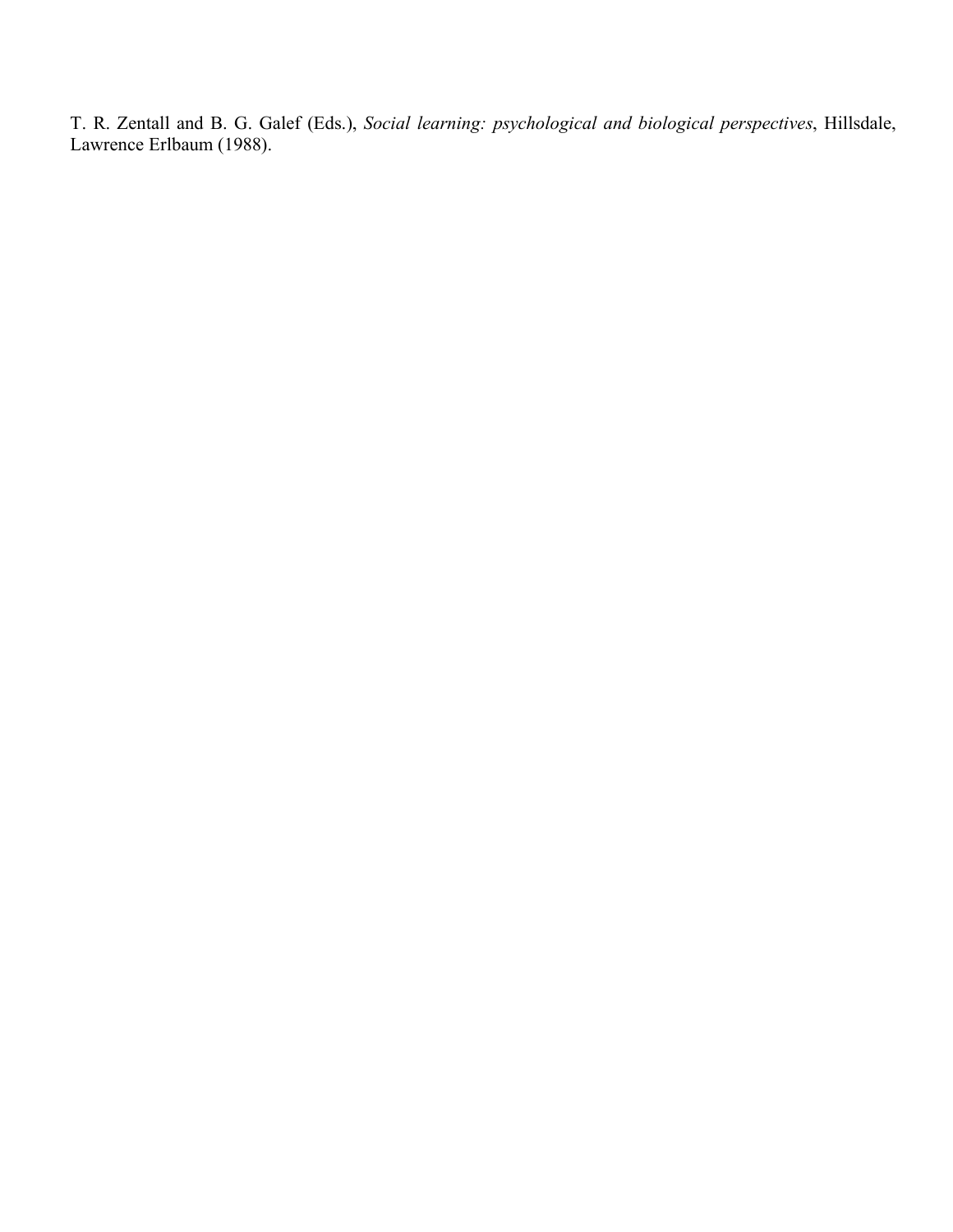T. R. Zentall and B. G. Galef (Eds.), *Social learning: psychological and biological perspectives*, Hillsdale, Lawrence Erlbaum (1988).